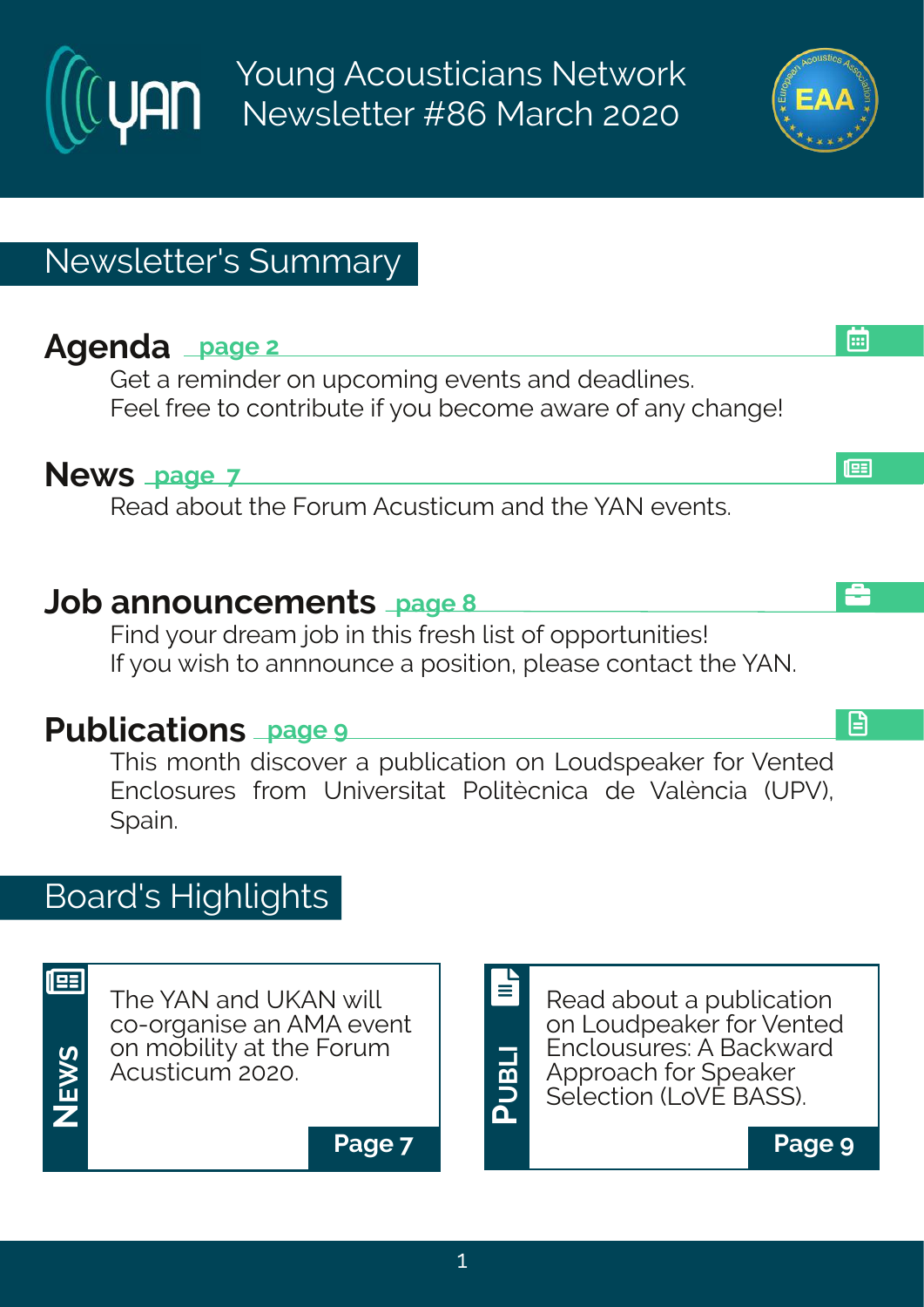# Young Acousticians Network Newsletter #86 March 2020

## Newsletter's Summary

### Agenda page 2

Get a reminder on upcoming events and deadlines.
Feel free to contribute if you become aware of any change!

### News page 7

Read about the Forum Acusticum and the YAN events.

### Job announcements page 8

Find your dream job in this fresh list of opportunities!
If you wish to annnounce a position, please contact the YAN.

### Publications page 9

This month discover a publication on Loudspeaker for Vented Enclosures from Universitat Politècnica de València (UPV), Spain.

## Board's Highlights

**NEWS**

The YAN and UKAN will co-organise an AMA event on mobility at the Forum Acusticum 2020.

**Page 7**

**PUBLI**

Read about a publication on Loudspeaker for Vented Enclousures: A Backward Approach for Speaker Selection (LoVE BASS).

**Page 9**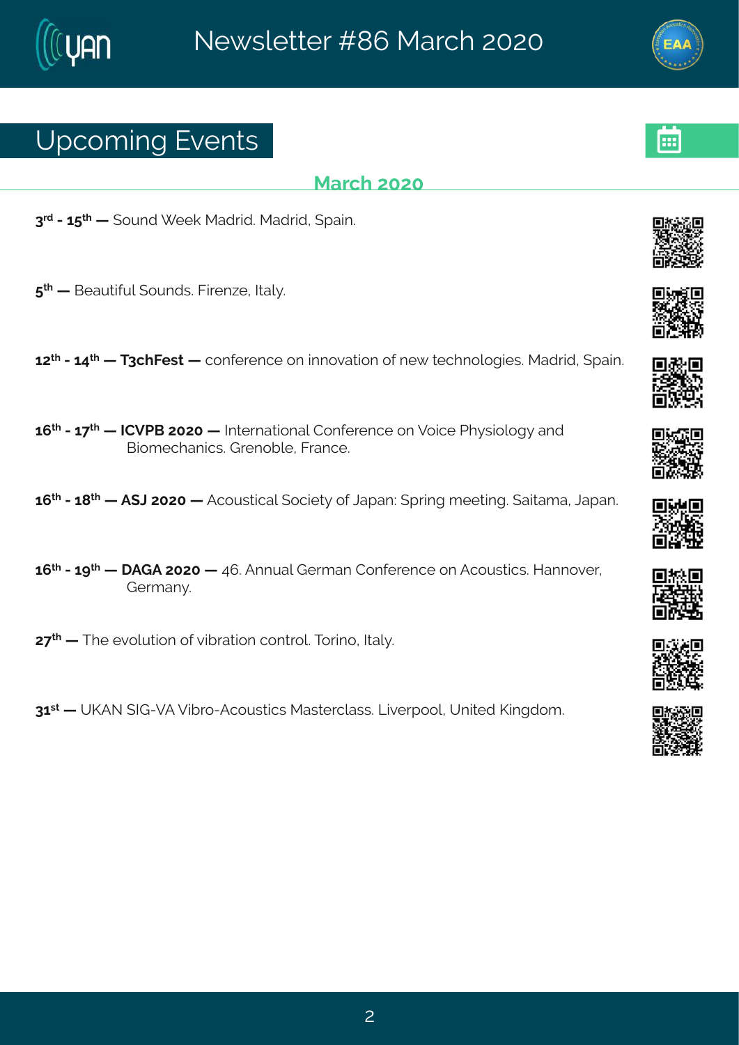## Upcoming Events

### March 2020

**3rd - 15th —** Sound Week Madrid. Madrid, Spain.

**5th —** Beautiful Sounds. Firenze, Italy.

**12th - 14th — T3chFest —** conference on innovation of new technologies. Madrid, Spain.

**16th - 17th — ICVPB 2020 —** International Conference on Voice Physiology and Biomechanics. Grenoble, France.

**16th - 18th — ASJ 2020 —** Acoustical Society of Japan: Spring meeting. Saitama, Japan.

**16th - 19th — DAGA 2020 —** 46. Annual German Conference on Acoustics. Hannover, Germany.

**27th —** The evolution of vibration control. Torino, Italy.

**31st —** UKAN SIG-VA Vibro-Acoustics Masterclass. Liverpool, United Kingdom.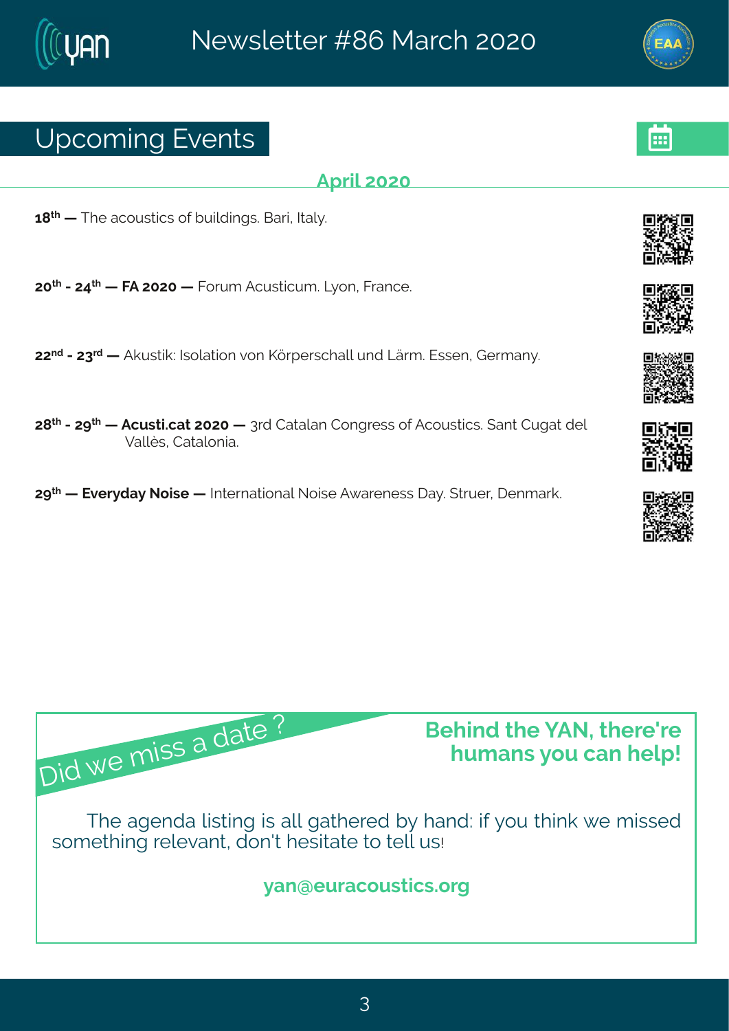## Upcoming Events

### April 2020

**18th —** The acoustics of buildings. Bari, Italy.

**20th - 24th — FA 2020 —** Forum Acusticum. Lyon, France.

**22nd - 23rd —** Akustik: Isolation von Körperschall und Lärm. Essen, Germany.

**28th - 29th — Acusti.cat 2020 —** 3rd Catalan Congress of Acoustics. Sant Cugat del Vallès, Catalonia.

**29th — Everyday Noise —** International Noise Awareness Day. Struer, Denmark.

Did we miss a date ?

**Behind the YAN, there're humans you can help!**

The agenda listing is all gathered by hand: if you think we missed something relevant, don't hesitate to tell us!

**yan@euracoustics.org**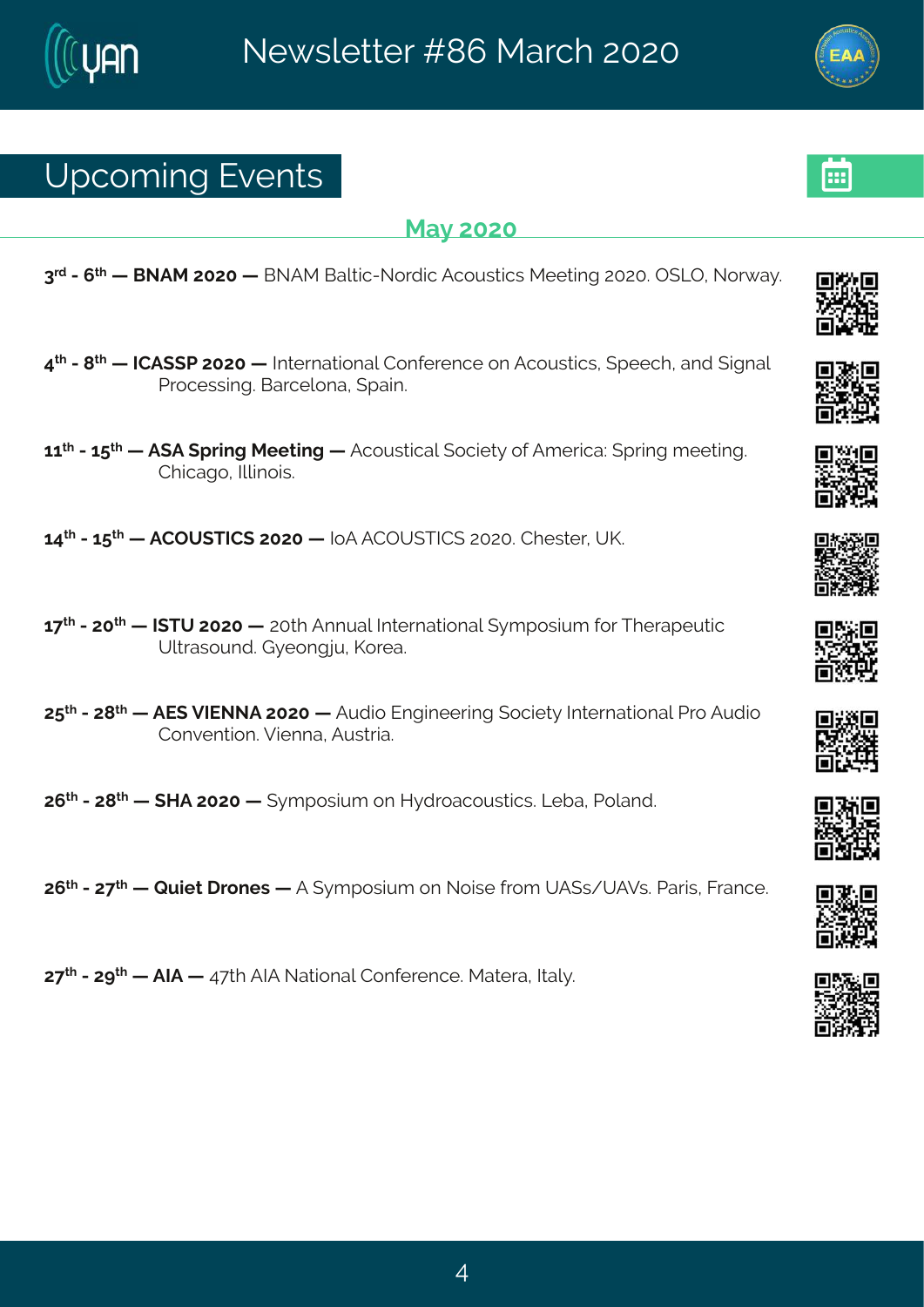## Upcoming Events

### May 2020

**3rd - 6th — BNAM 2020 —** BNAM Baltic-Nordic Acoustics Meeting 2020. OSLO, Norway.

**4th - 8th — ICASSP 2020 —** International Conference on Acoustics, Speech, and Signal Processing. Barcelona, Spain.

**11th - 15th — ASA Spring Meeting —** Acoustical Society of America: Spring meeting. Chicago, Illinois.

**14th - 15th — ACOUSTICS 2020 —** IoA ACOUSTICS 2020. Chester, UK.

**17th - 20th — ISTU 2020 —** 20th Annual International Symposium for Therapeutic Ultrasound. Gyeongju, Korea.

**25th - 28th — AES VIENNA 2020 —** Audio Engineering Society International Pro Audio Convention. Vienna, Austria.

**26th - 28th — SHA 2020 —** Symposium on Hydroacoustics. Leba, Poland.

**26th - 27th — Quiet Drones —** A Symposium on Noise from UASs/UAVs. Paris, France.

**27th - 29th — AIA —** 47th AIA National Conference. Matera, Italy.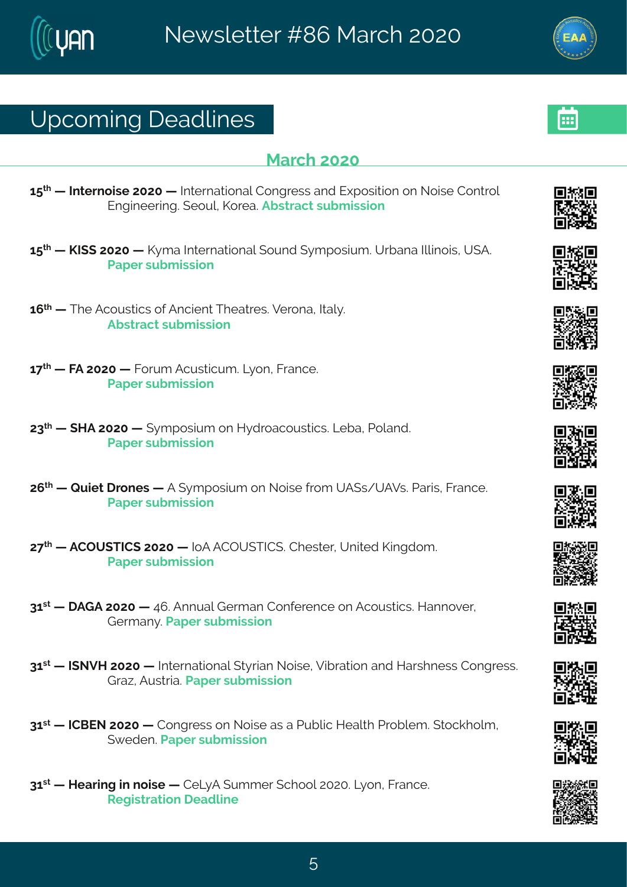## Upcoming Deadlines

### March 2020

**15th — Internoise 2020 —** International Congress and Exposition on Noise Control Engineering. Seoul, Korea. **Abstract submission**

**15th — KISS 2020 —** Kyma International Sound Symposium. Urbana Illinois, USA. **Paper submission**

**16th —** The Acoustics of Ancient Theatres. Verona, Italy. **Abstract submission**

**17th — FA 2020 —** Forum Acusticum. Lyon, France. **Paper submission**

**23th — SHA 2020 —** Symposium on Hydroacoustics. Leba, Poland. **Paper submission**

**26th — Quiet Drones —** A Symposium on Noise from UASs/UAVs. Paris, France. **Paper submission**

**27th — ACOUSTICS 2020 —** IoA ACOUSTICS. Chester, United Kingdom. **Paper submission**

**31st — DAGA 2020 —** 46. Annual German Conference on Acoustics. Hannover, Germany. **Paper submission**

**31st — ISNVH 2020 —** International Styrian Noise, Vibration and Harshness Congress. Graz, Austria. **Paper submission**

**31st — ICBEN 2020 —** Congress on Noise as a Public Health Problem. Stockholm, Sweden. **Paper submission**

**31st — Hearing in noise —** CeLyA Summer School 2020. Lyon, France. **Registration Deadline**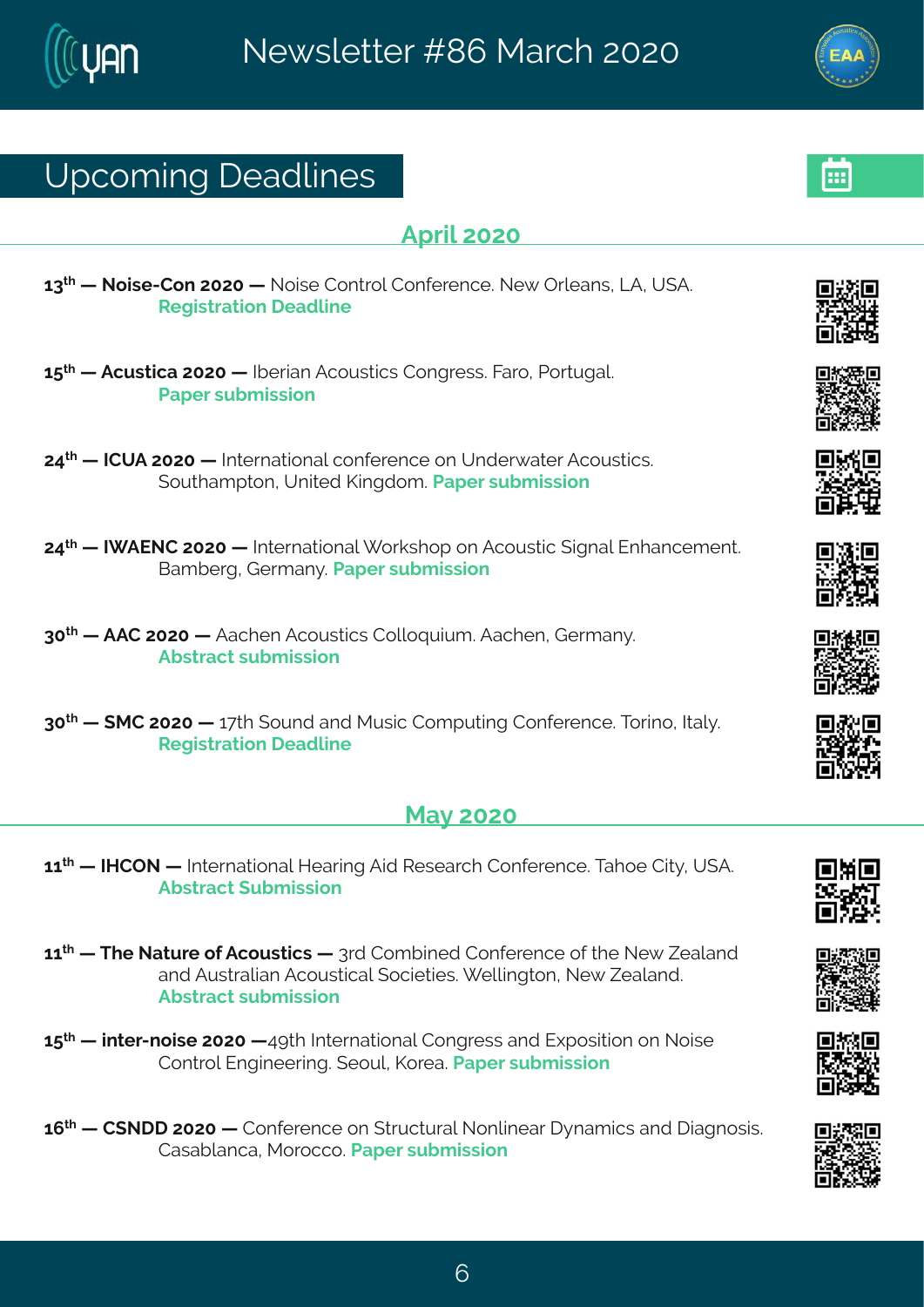## Upcoming Deadlines

### April 2020

**13th — Noise-Con 2020 —** Noise Control Conference. New Orleans, LA, USA.
**Registration Deadline**

**15th — Acustica 2020 —** Iberian Acoustics Congress. Faro, Portugal.
**Paper submission**

**24th — ICUA 2020 —** International conference on Underwater Acoustics. Southampton, United Kingdom. **Paper submission**

**24th — IWAENC 2020 —** International Workshop on Acoustic Signal Enhancement. Bamberg, Germany. **Paper submission**

**30th — AAC 2020 —** Aachen Acoustics Colloquium. Aachen, Germany.
**Abstract submission**

**30th — SMC 2020 —** 17th Sound and Music Computing Conference. Torino, Italy.
**Registration Deadline**

### May 2020

**11th — IHCON —** International Hearing Aid Research Conference. Tahoe City, USA.
**Abstract Submission**

**11th — The Nature of Acoustics —** 3rd Combined Conference of the New Zealand and Australian Acoustical Societies. Wellington, New Zealand.
**Abstract submission**

**15th — inter-noise 2020 —**49th International Congress and Exposition on Noise Control Engineering. Seoul, Korea. **Paper submission**

**16th — CSNDD 2020 —** Conference on Structural Nonlinear Dynamics and Diagnosis. Casablanca, Morocco. **Paper submission**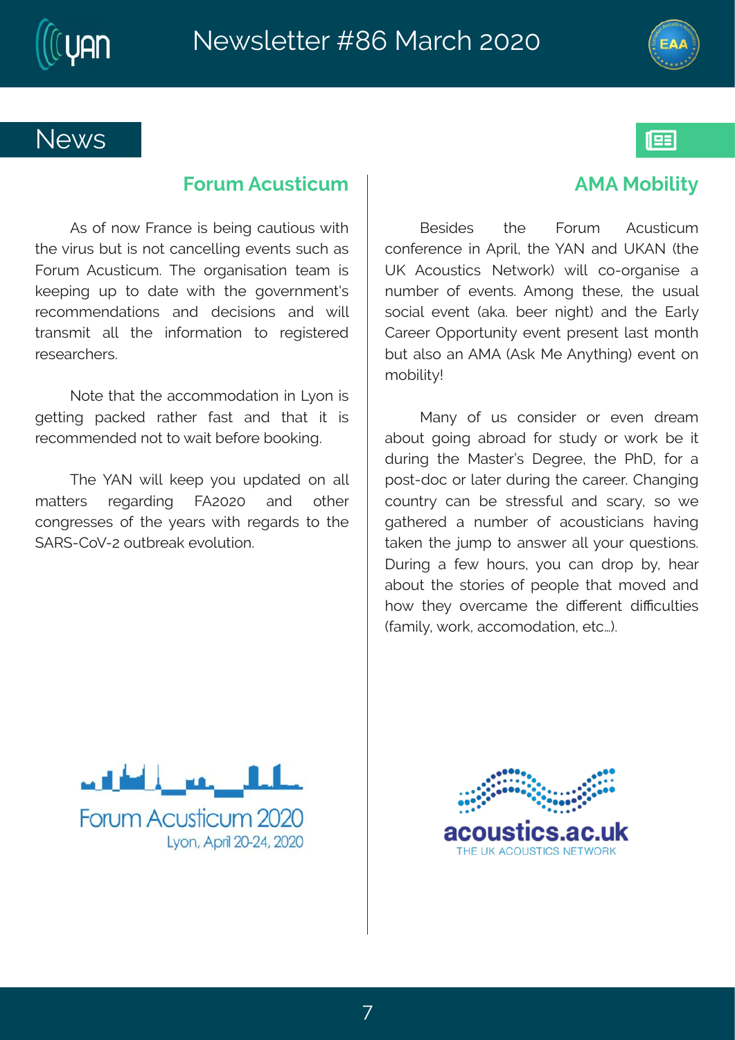## News

### Forum Acusticum

As of now France is being cautious with the virus but is not cancelling events such as Forum Acusticum. The organisation team is keeping up to date with the government's recommendations and decisions and will transmit all the information to registered researchers.

Note that the accommodation in Lyon is getting packed rather fast and that it is recommended not to wait before booking.

The YAN will keep you updated on all matters regarding FA2020 and other congresses of the years with regards to the SARS-CoV-2 outbreak evolution.

Forum Acusticum 2020
Lyon, April 20-24, 2020

### AMA Mobility

Besides the Forum Acusticum conference in April, the YAN and UKAN (the UK Acoustics Network) will co-organise a number of events. Among these, the usual social event (aka. beer night) and the Early Career Opportunity event present last month but also an AMA (Ask Me Anything) event on mobility!

Many of us consider or even dream about going abroad for study or work be it during the Master's Degree, the PhD, for a post-doc or later during the career. Changing country can be stressful and scary, so we gathered a number of acousticians having taken the jump to answer all your questions. During a few hours, you can drop by, hear about the stories of people that moved and how they overcame the different difficulties (family, work, accomodation, etc...).

acoustics.ac.uk
THE UK ACOUSTICS NETWORK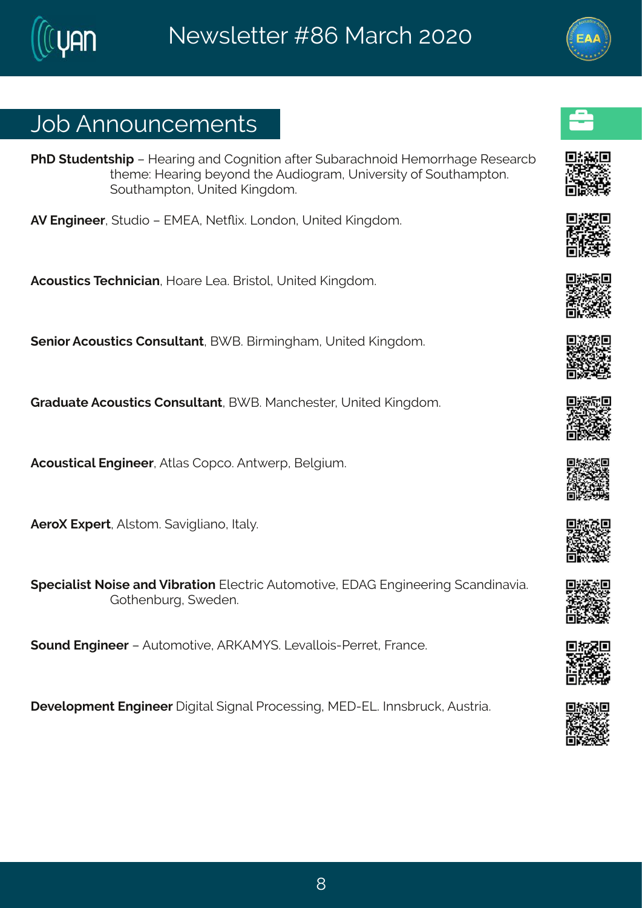# Job Announcements

**PhD Studentship** – Hearing and Cognition after Subarachnoid Hemorrhage Researcb theme: Hearing beyond the Audiogram, University of Southampton. Southampton, United Kingdom.

**AV Engineer**, Studio – EMEA, Netflix. London, United Kingdom.

**Acoustics Technician**, Hoare Lea. Bristol, United Kingdom.

**Senior Acoustics Consultant**, BWB. Birmingham, United Kingdom.

**Graduate Acoustics Consultant**, BWB. Manchester, United Kingdom.

**Acoustical Engineer**, Atlas Copco. Antwerp, Belgium.

**AeroX Expert**, Alstom. Savigliano, Italy.

**Specialist Noise and Vibration** Electric Automotive, EDAG Engineering Scandinavia. Gothenburg, Sweden.

**Sound Engineer** – Automotive, ARKAMYS. Levallois-Perret, France.

**Development Engineer** Digital Signal Processing, MED-EL. Innsbruck, Austria.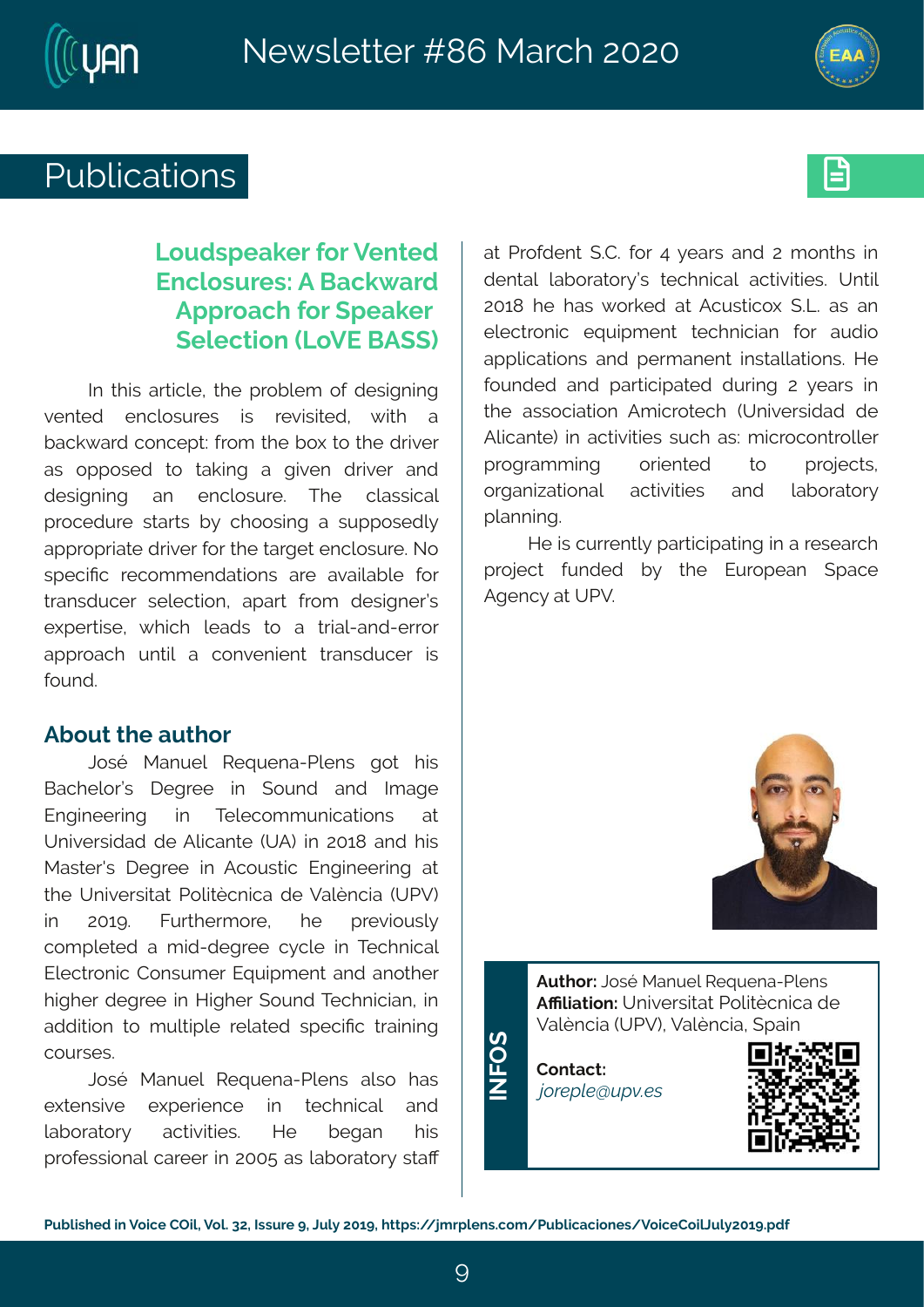## Publications

### Loudspeaker for Vented Enclosures: A Backward Approach for Speaker Selection (LoVE BASS)

In this article, the problem of designing vented enclosures is revisited, with a backward concept: from the box to the driver as opposed to taking a given driver and designing an enclosure. The classical procedure starts by choosing a supposedly appropriate driver for the target enclosure. No specific recommendations are available for transducer selection, apart from designer's expertise, which leads to a trial-and-error approach until a convenient transducer is found.

### About the author

José Manuel Requena-Plens got his Bachelor's Degree in Sound and Image Engineering in Telecommunications at Universidad de Alicante (UA) in 2018 and his Master's Degree in Acoustic Engineering at the Universitat Politècnica de València (UPV) in 2019. Furthermore, he previously completed a mid-degree cycle in Technical Electronic Consumer Equipment and another higher degree in Higher Sound Technician, in addition to multiple related specific training courses.

José Manuel Requena-Plens also has extensive experience in technical and laboratory activities. He began his professional career in 2005 as laboratory staff at Profdent S.C. for 4 years and 2 months in dental laboratory's technical activities. Until 2018 he has worked at Acusticox S.L. as an electronic equipment technician for audio applications and permanent installations. He founded and participated during 2 years in the association Amicrotech (Universidad de Alicante) in activities such as: microcontroller programming oriented to projects, organizational activities and laboratory planning.

He is currently participating in a research project funded by the European Space Agency at UPV.

**INFOS**

**Author:** José Manuel Requena-Plens
**Affiliation:** Universitat Politècnica de València (UPV), València, Spain

**Contact:**
*joreple@upv.es*

**Published in Voice COil, Vol. 32, Issue 9, July 2019, https://jmrplens.com/Publicaciones/VoiceCoilJuly2019.pdf**